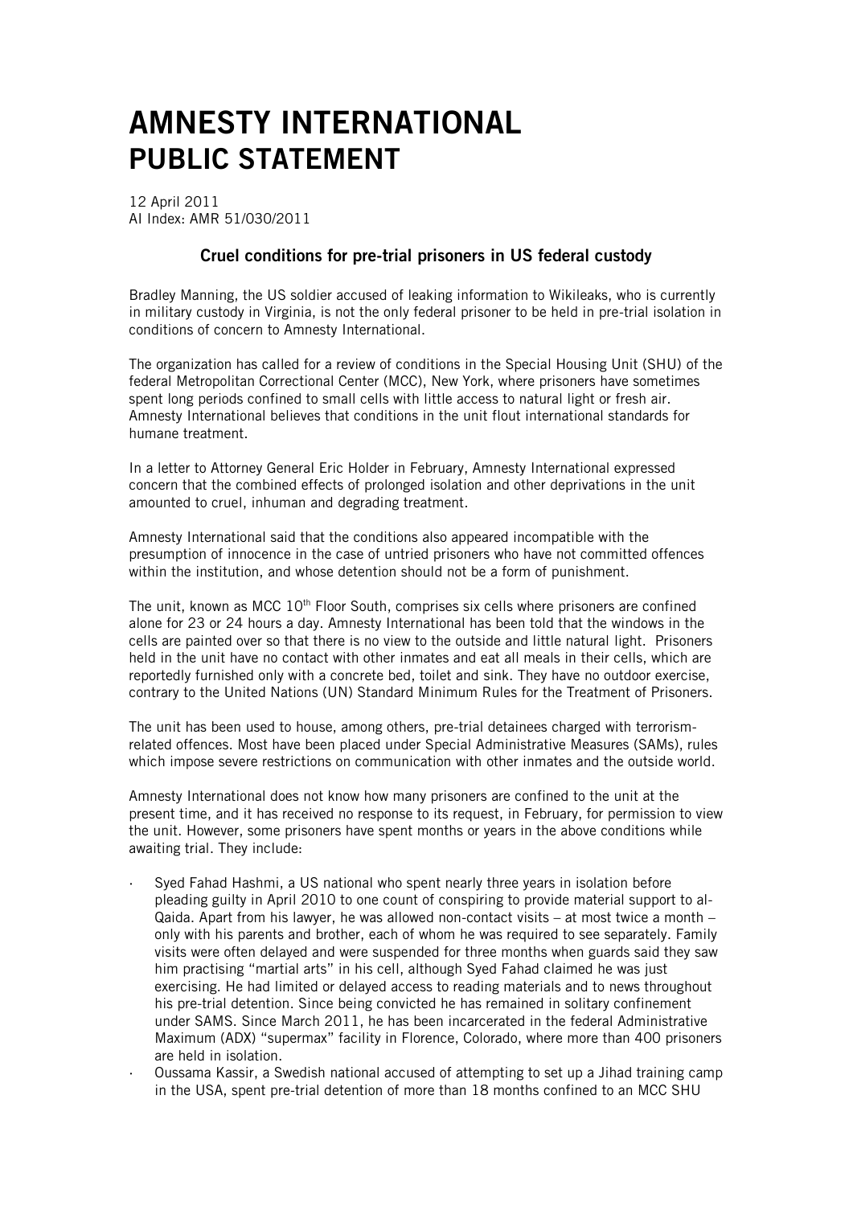# AMNESTY INTERNATIONAL PUBLIC STATEMENT

12 April 2011
AI Index: AMR 51/030/2011

### Cruel conditions for pre-trial prisoners in US federal custody

Bradley Manning, the US soldier accused of leaking information to Wikileaks, who is currently in military custody in Virginia, is not the only federal prisoner to be held in pre-trial isolation in conditions of concern to Amnesty International.

The organization has called for a review of conditions in the Special Housing Unit (SHU) of the federal Metropolitan Correctional Center (MCC), New York, where prisoners have sometimes spent long periods confined to small cells with little access to natural light or fresh air. Amnesty International believes that conditions in the unit flout international standards for humane treatment.

In a letter to Attorney General Eric Holder in February, Amnesty International expressed concern that the combined effects of prolonged isolation and other deprivations in the unit amounted to cruel, inhuman and degrading treatment.

Amnesty International said that the conditions also appeared incompatible with the presumption of innocence in the case of untried prisoners who have not committed offences within the institution, and whose detention should not be a form of punishment.

The unit, known as MCC 10th Floor South, comprises six cells where prisoners are confined alone for 23 or 24 hours a day. Amnesty International has been told that the windows in the cells are painted over so that there is no view to the outside and little natural light. Prisoners held in the unit have no contact with other inmates and eat all meals in their cells, which are reportedly furnished only with a concrete bed, toilet and sink. They have no outdoor exercise, contrary to the United Nations (UN) Standard Minimum Rules for the Treatment of Prisoners.

The unit has been used to house, among others, pre-trial detainees charged with terrorism-related offences. Most have been placed under Special Administrative Measures (SAMs), rules which impose severe restrictions on communication with other inmates and the outside world.

Amnesty International does not know how many prisoners are confined to the unit at the present time, and it has received no response to its request, in February, for permission to view the unit. However, some prisoners have spent months or years in the above conditions while awaiting trial. They include:

- Syed Fahad Hashmi, a US national who spent nearly three years in isolation before pleading guilty in April 2010 to one count of conspiring to provide material support to al-Qaida. Apart from his lawyer, he was allowed non-contact visits – at most twice a month – only with his parents and brother, each of whom he was required to see separately. Family visits were often delayed and were suspended for three months when guards said they saw him practising "martial arts" in his cell, although Syed Fahad claimed he was just exercising. He had limited or delayed access to reading materials and to news throughout his pre-trial detention. Since being convicted he has remained in solitary confinement under SAMS. Since March 2011, he has been incarcerated in the federal Administrative Maximum (ADX) "supermax" facility in Florence, Colorado, where more than 400 prisoners are held in isolation.
- Oussama Kassir, a Swedish national accused of attempting to set up a Jihad training camp in the USA, spent pre-trial detention of more than 18 months confined to an MCC SHU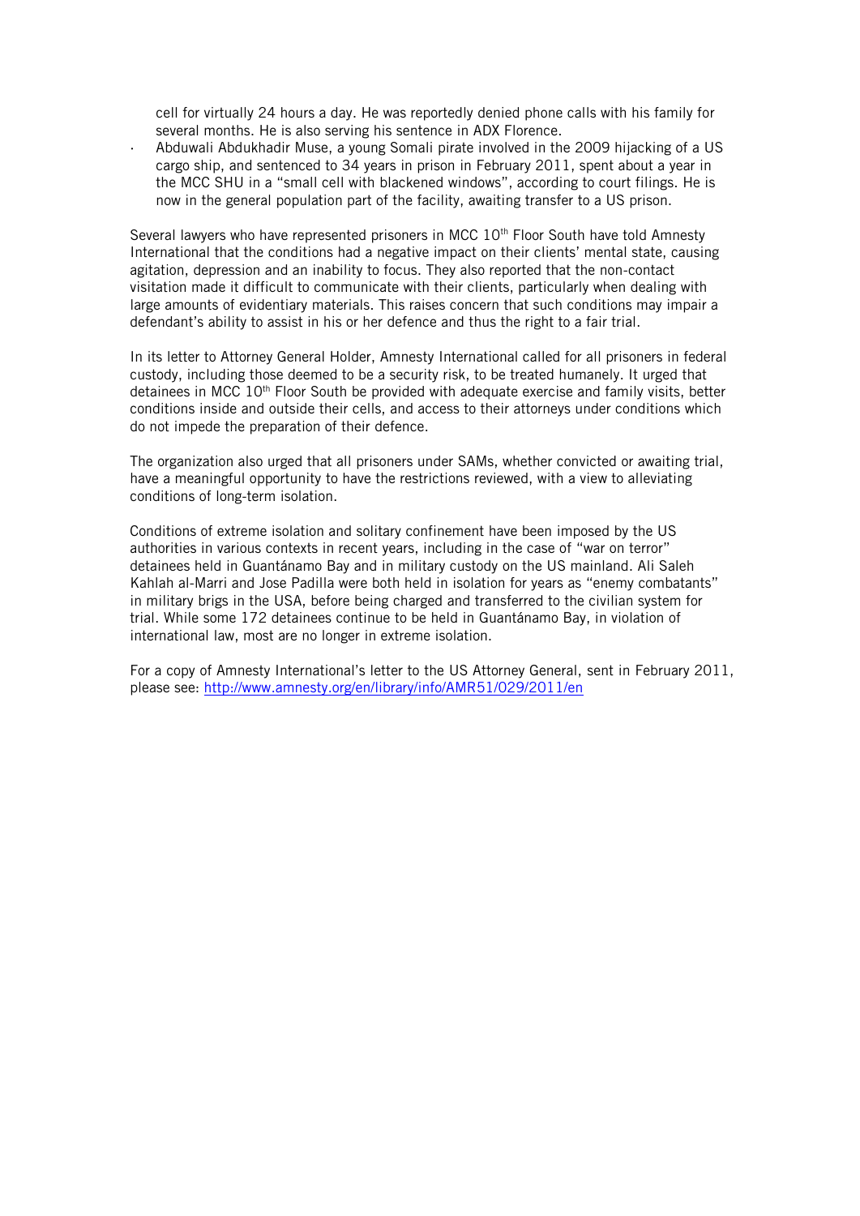cell for virtually 24 hours a day. He was reportedly denied phone calls with his family for several months. He is also serving his sentence in ADX Florence.

- Abduwali Abdukhadir Muse, a young Somali pirate involved in the 2009 hijacking of a US cargo ship, and sentenced to 34 years in prison in February 2011, spent about a year in the MCC SHU in a "small cell with blackened windows", according to court filings. He is now in the general population part of the facility, awaiting transfer to a US prison.

Several lawyers who have represented prisoners in MCC 10th Floor South have told Amnesty International that the conditions had a negative impact on their clients' mental state, causing agitation, depression and an inability to focus. They also reported that the non-contact visitation made it difficult to communicate with their clients, particularly when dealing with large amounts of evidentiary materials. This raises concern that such conditions may impair a defendant's ability to assist in his or her defence and thus the right to a fair trial.

In its letter to Attorney General Holder, Amnesty International called for all prisoners in federal custody, including those deemed to be a security risk, to be treated humanely. It urged that detainees in MCC 10th Floor South be provided with adequate exercise and family visits, better conditions inside and outside their cells, and access to their attorneys under conditions which do not impede the preparation of their defence.

The organization also urged that all prisoners under SAMs, whether convicted or awaiting trial, have a meaningful opportunity to have the restrictions reviewed, with a view to alleviating conditions of long-term isolation.

Conditions of extreme isolation and solitary confinement have been imposed by the US authorities in various contexts in recent years, including in the case of "war on terror" detainees held in Guantánamo Bay and in military custody on the US mainland. Ali Saleh Kahlah al-Marri and Jose Padilla were both held in isolation for years as "enemy combatants" in military brigs in the USA, before being charged and transferred to the civilian system for trial. While some 172 detainees continue to be held in Guantánamo Bay, in violation of international law, most are no longer in extreme isolation.

For a copy of Amnesty International's letter to the US Attorney General, sent in February 2011, please see: http://www.amnesty.org/en/library/info/AMR51/029/2011/en